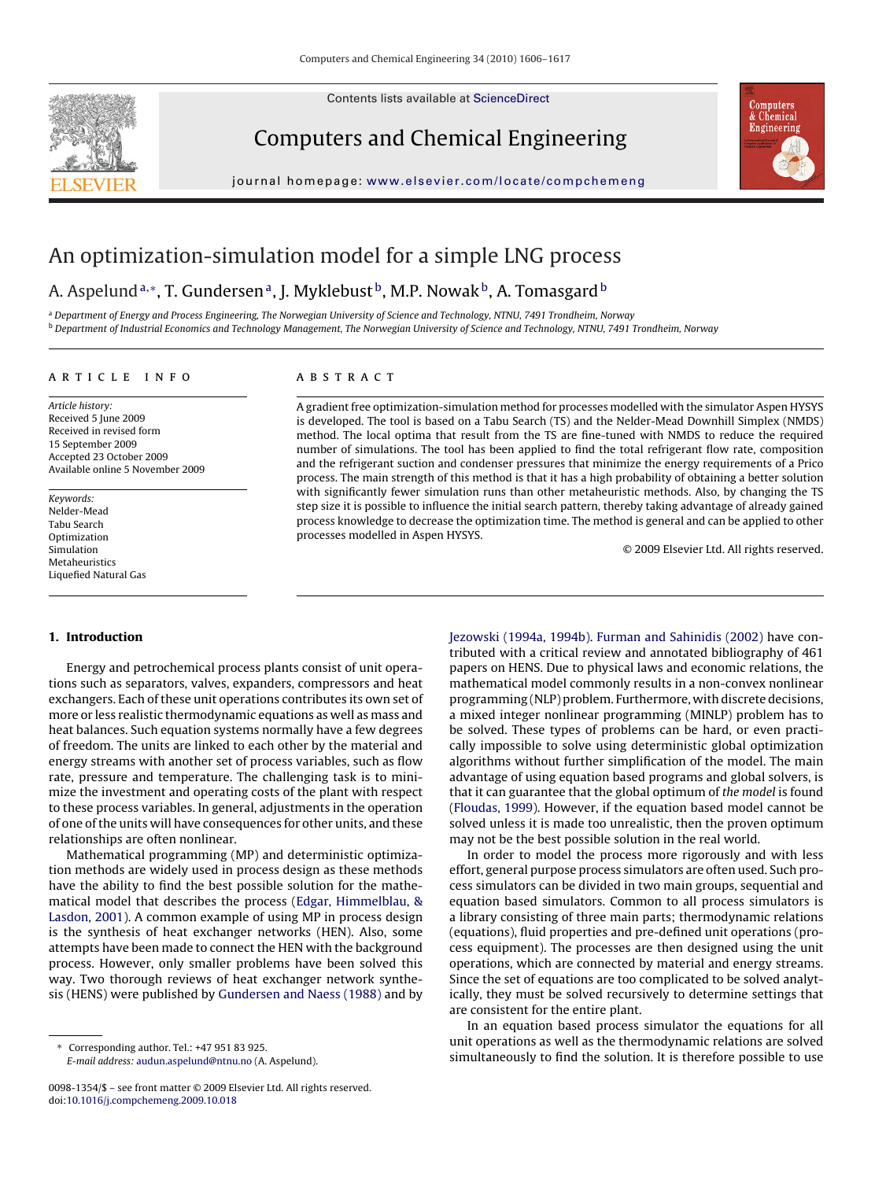# An optimization-simulation model for a simple LNG process

A. Aspelund [a,*], T. Gundersen [a], J. Myklebust [b], M.P. Nowak [b], A. Tomasgard [b]

[a] Department of Energy and Process Engineering, The Norwegian University of Science and Technology, NTNU, 7491 Trondheim, Norway

[b] Department of Industrial Economics and Technology Management, The Norwegian University of Science and Technology, NTNU, 7491 Trondheim, Norway

## ARTICLE INFO

*Article history:*
Received 5 June 2009
Received in revised form
15 September 2009
Accepted 23 October 2009
Available online 5 November 2009

*Keywords:*
Nelder-Mead
Tabu Search
Optimization
Simulation
Metaheuristics
Liquefied Natural Gas

## ABSTRACT

A gradient free optimization-simulation method for processes modelled with the simulator Aspen HYSYS is developed. The tool is based on a Tabu Search (TS) and the Nelder-Mead Downhill Simplex (NMDS) method. The local optima that result from the TS are fine-tuned with NMDS to reduce the required number of simulations. The tool has been applied to find the total refrigerant flow rate, composition and the refrigerant suction and condenser pressures that minimize the energy requirements of a Prico process. The main strength of this method is that it has a high probability of obtaining a better solution with significantly fewer simulation runs than other metaheuristic methods. Also, by changing the TS step size it is possible to influence the initial search pattern, thereby taking advantage of already gained process knowledge to decrease the optimization time. The method is general and can be applied to other processes modelled in Aspen HYSYS.

© 2009 Elsevier Ltd. All rights reserved.

## 1. Introduction

Energy and petrochemical process plants consist of unit operations such as separators, valves, expanders, compressors and heat exchangers. Each of these unit operations contributes its own set of more or less realistic thermodynamic equations as well as mass and heat balances. Such equation systems normally have a few degrees of freedom. The units are linked to each other by the material and energy streams with another set of process variables, such as flow rate, pressure and temperature. The challenging task is to minimize the investment and operating costs of the plant with respect to these process variables. In general, adjustments in the operation of one of the units will have consequences for other units, and these relationships are often nonlinear.

Mathematical programming (MP) and deterministic optimization methods are widely used in process design as these methods have the ability to find the best possible solution for the mathematical model that describes the process (Edgar, Himmelblau, & Lasdon, 2001). A common example of using MP in process design is the synthesis of heat exchanger networks (HEN). Also, some attempts have been made to connect the HEN with the background process. However, only smaller problems have been solved this way. Two thorough reviews of heat exchanger network synthesis (HENS) were published by Gundersen and Naess (1988) and by Jezowski (1994a, 1994b). Furman and Sahinidis (2002) have contributed with a critical review and annotated bibliography of 461 papers on HENS. Due to physical laws and economic relations, the mathematical model commonly results in a non-convex nonlinear programming (NLP) problem. Furthermore, with discrete decisions, a mixed integer nonlinear programming (MINLP) problem has to be solved. These types of problems can be hard, or even practically impossible to solve using deterministic global optimization algorithms without further simplification of the model. The main advantage of using equation based programs and global solvers, is that it can guarantee that the global optimum of *the model* is found (Floudas, 1999). However, if the equation based model cannot be solved unless it is made too unrealistic, then the proven optimum may not be the best possible solution in the real world.

In order to model the process more rigorously and with less effort, general purpose process simulators are often used. Such process simulators can be divided in two main groups, sequential and equation based simulators. Common to all process simulators is a library consisting of three main parts; thermodynamic relations (equations), fluid properties and pre-defined unit operations (process equipment). The processes are then designed using the unit operations, which are connected by material and energy streams. Since the set of equations are too complicated to be solved analytically, they must be solved recursively to determine settings that are consistent for the entire plant.

In an equation based process simulator the equations for all unit operations as well as the thermodynamic relations are solved simultaneously to find the solution. It is therefore possible to use

\* Corresponding author. Tel.: +47 951 83 925.
*E-mail address:* audun.aspelund@ntnu.no (A. Aspelund).

0098-1354/$ – see front matter © 2009 Elsevier Ltd. All rights reserved.
doi:10.1016/j.compchemeng.2009.10.018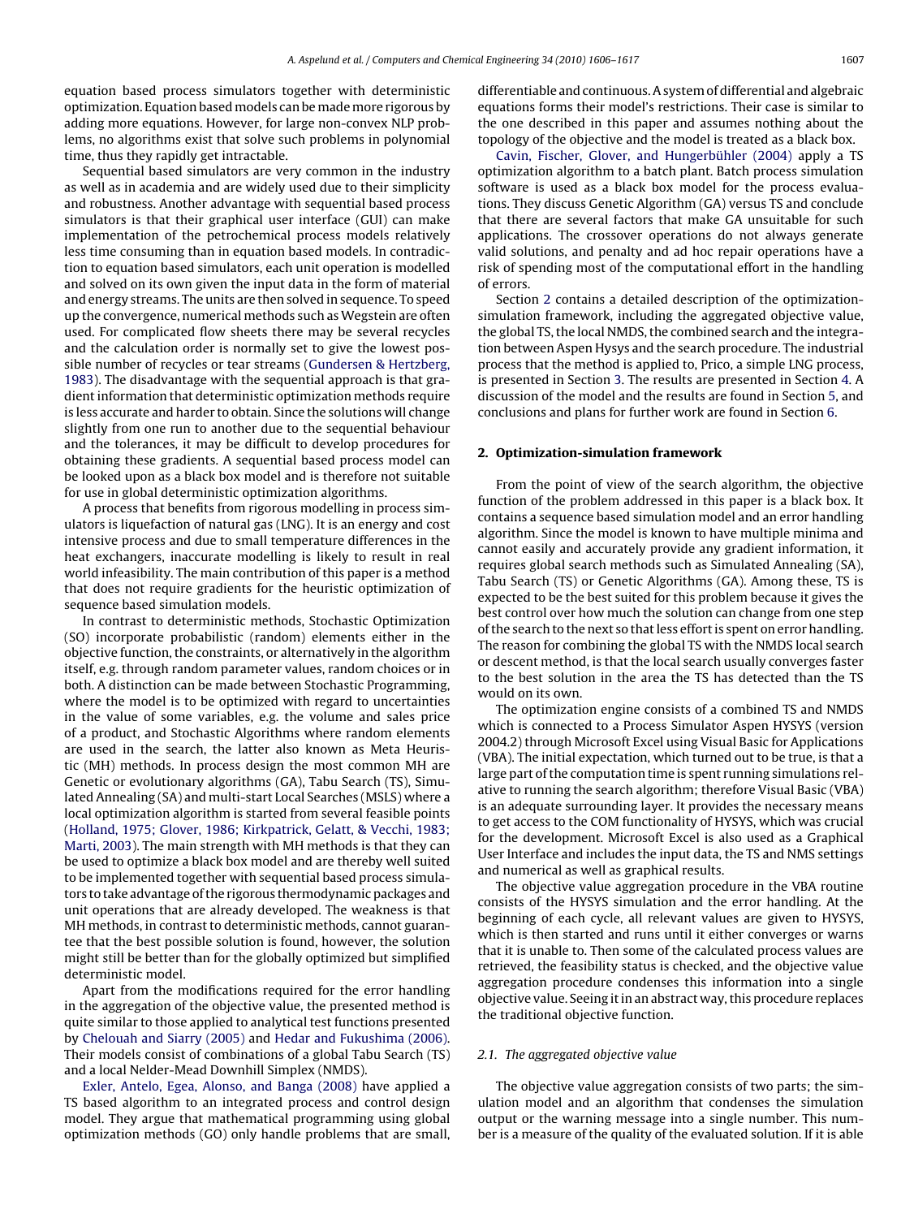equation based process simulators together with deterministic optimization. Equation based models can be made more rigorous by adding more equations. However, for large non-convex NLP problems, no algorithms exist that solve such problems in polynomial time, thus they rapidly get intractable.

Sequential based simulators are very common in the industry as well as in academia and are widely used due to their simplicity and robustness. Another advantage with sequential based process simulators is that their graphical user interface (GUI) can make implementation of the petrochemical process models relatively less time consuming than in equation based models. In contradiction to equation based simulators, each unit operation is modelled and solved on its own given the input data in the form of material and energy streams. The units are then solved in sequence. To speed up the convergence, numerical methods such as Wegstein are often used. For complicated flow sheets there may be several recycles and the calculation order is normally set to give the lowest possible number of recycles or tear streams (Gundersen & Hertzberg, 1983). The disadvantage with the sequential approach is that gradient information that deterministic optimization methods require is less accurate and harder to obtain. Since the solutions will change slightly from one run to another due to the sequential behaviour and the tolerances, it may be difficult to develop procedures for obtaining these gradients. A sequential based process model can be looked upon as a black box model and is therefore not suitable for use in global deterministic optimization algorithms.

A process that benefits from rigorous modelling in process simulators is liquefaction of natural gas (LNG). It is an energy and cost intensive process and due to small temperature differences in the heat exchangers, inaccurate modelling is likely to result in real world infeasibility. The main contribution of this paper is a method that does not require gradients for the heuristic optimization of sequence based simulation models.

In contrast to deterministic methods, Stochastic Optimization (SO) incorporate probabilistic (random) elements either in the objective function, the constraints, or alternatively in the algorithm itself, e.g. through random parameter values, random choices or in both. A distinction can be made between Stochastic Programming, where the model is to be optimized with regard to uncertainties in the value of some variables, e.g. the volume and sales price of a product, and Stochastic Algorithms where random elements are used in the search, the latter also known as Meta Heuristic (MH) methods. In process design the most common MH are Genetic or evolutionary algorithms (GA), Tabu Search (TS), Simulated Annealing (SA) and multi-start Local Searches (MSLS) where a local optimization algorithm is started from several feasible points (Holland, 1975; Glover, 1986; Kirkpatrick, Gelatt, & Vecchi, 1983; Marti, 2003). The main strength with MH methods is that they can be used to optimize a black box model and are thereby well suited to be implemented together with sequential based process simulators to take advantage of the rigorous thermodynamic packages and unit operations that are already developed. The weakness is that MH methods, in contrast to deterministic methods, cannot guarantee that the best possible solution is found, however, the solution might still be better than for the globally optimized but simplified deterministic model.

Apart from the modifications required for the error handling in the aggregation of the objective value, the presented method is quite similar to those applied to analytical test functions presented by Chelouah and Siarry (2005) and Hedar and Fukushima (2006). Their models consist of combinations of a global Tabu Search (TS) and a local Nelder-Mead Downhill Simplex (NMDS).

Exler, Antelo, Egea, Alonso, and Banga (2008) have applied a TS based algorithm to an integrated process and control design model. They argue that mathematical programming using global optimization methods (GO) only handle problems that are small, differentiable and continuous. A system of differential and algebraic equations forms their model's restrictions. Their case is similar to the one described in this paper and assumes nothing about the topology of the objective and the model is treated as a black box.

Cavin, Fischer, Glover, and Hungerbühler (2004) apply a TS optimization algorithm to a batch plant. Batch process simulation software is used as a black box model for the process evaluations. They discuss Genetic Algorithm (GA) versus TS and conclude that there are several factors that make GA unsuitable for such applications. The crossover operations do not always generate valid solutions, and penalty and ad hoc repair operations have a risk of spending most of the computational effort in the handling of errors.

Section 2 contains a detailed description of the optimization-simulation framework, including the aggregated objective value, the global TS, the local NMDS, the combined search and the integration between Aspen Hysys and the search procedure. The industrial process that the method is applied to, Prico, a simple LNG process, is presented in Section 3. The results are presented in Section 4. A discussion of the model and the results are found in Section 5, and conclusions and plans for further work are found in Section 6.

## 2. Optimization-simulation framework

From the point of view of the search algorithm, the objective function of the problem addressed in this paper is a black box. It contains a sequence based simulation model and an error handling algorithm. Since the model is known to have multiple minima and cannot easily and accurately provide any gradient information, it requires global search methods such as Simulated Annealing (SA), Tabu Search (TS) or Genetic Algorithms (GA). Among these, TS is expected to be the best suited for this problem because it gives the best control over how much the solution can change from one step of the search to the next so that less effort is spent on error handling. The reason for combining the global TS with the NMDS local search or descent method, is that the local search usually converges faster to the best solution in the area the TS has detected than the TS would on its own.

The optimization engine consists of a combined TS and NMDS which is connected to a Process Simulator Aspen HYSYS (version 2004.2) through Microsoft Excel using Visual Basic for Applications (VBA). The initial expectation, which turned out to be true, is that a large part of the computation time is spent running simulations relative to running the search algorithm; therefore Visual Basic (VBA) is an adequate surrounding layer. It provides the necessary means to get access to the COM functionality of HYSYS, which was crucial for the development. Microsoft Excel is also used as a Graphical User Interface and includes the input data, the TS and NMS settings and numerical as well as graphical results.

The objective value aggregation procedure in the VBA routine consists of the HYSYS simulation and the error handling. At the beginning of each cycle, all relevant values are given to HYSYS, which is then started and runs until it either converges or warns that it is unable to. Then some of the calculated process values are retrieved, the feasibility status is checked, and the objective value aggregation procedure condenses this information into a single objective value. Seeing it in an abstract way, this procedure replaces the traditional objective function.

### 2.1. The aggregated objective value

The objective value aggregation consists of two parts; the simulation model and an algorithm that condenses the simulation output or the warning message into a single number. This number is a measure of the quality of the evaluated solution. If it is able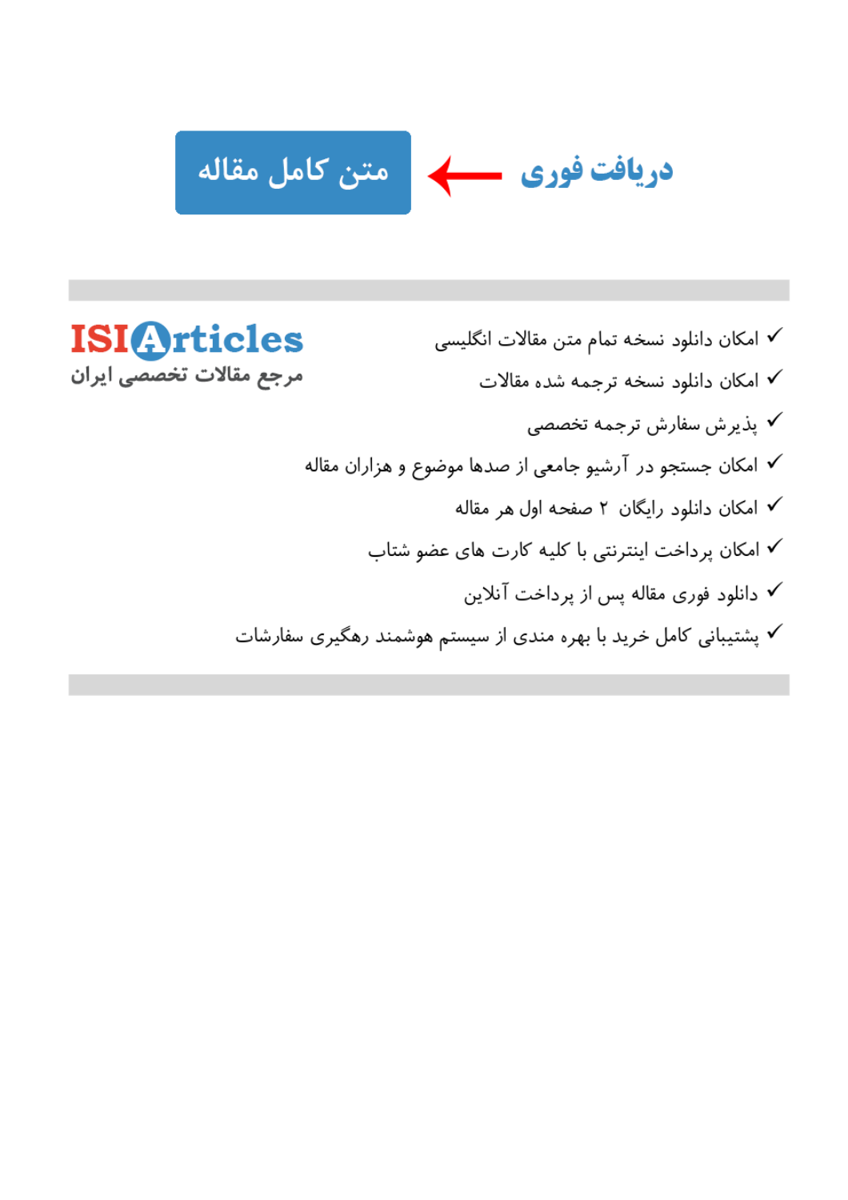دریافت فوری ← **متن کامل مقاله**

**ISIArticles**
مرجع مقالات تخصصی ایران

- ✓ امکان دانلود نسخه تمام متن مقالات انگلیسی
- ✓ امکان دانلود نسخه ترجمه شده مقالات
- ✓ پذیرش سفارش ترجمه تخصصی
- ✓ امکان جستجو در آرشیو جامعی از صدها موضوع و هزاران مقاله
- ✓ امکان دانلود رایگان ۲ صفحه اول هر مقاله
- ✓ امکان پرداخت اینترنتی با کلیه کارت های عضو شتاب
- ✓ دانلود فوری مقاله پس از پرداخت آنلاین
- ✓ پشتیبانی کامل خرید با بهره مندی از سیستم هوشمند رهگیری سفارشات